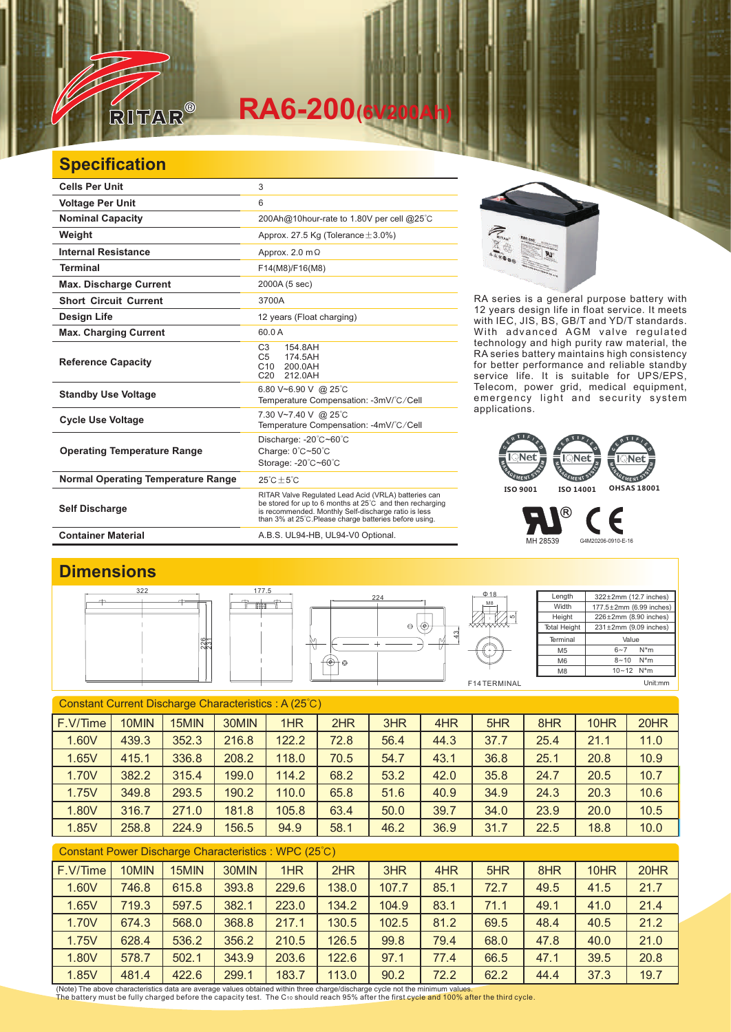# RITAR® RA6-200(6V200Ah)

## Specification

| | |
|---|---|
| **Cells Per Unit** | 3 |
| **Voltage Per Unit** | 6 |
| **Nominal Capacity** | 200Ah@10hour-rate to 1.80V per cell @25°C |
| **Weight** | Approx. 27.5 Kg (Tolerance ±3.0%) |
| **Internal Resistance** | Approx. 2.0 mΩ |
| **Terminal** | F14(M8)/F16(M8) |
| **Max. Discharge Current** | 2000A (5 sec) |
| **Short Circuit Current** | 3700A |
| **Design Life** | 12 years (Float charging) |
| **Max. Charging Current** | 60.0 A |
| **Reference Capacity** | C3 154.8AH<br>C5 174.5AH<br>C10 200.0AH<br>C20 212.0AH |
| **Standby Use Voltage** | 6.80 V~6.90 V @ 25°C<br>Temperature Compensation: -3mV/°C/Cell |
| **Cycle Use Voltage** | 7.30 V~7.40 V @ 25°C<br>Temperature Compensation: -4mV/°C/Cell |
| **Operating Temperature Range** | Discharge: -20°C~60°C<br>Charge: 0°C~50°C<br>Storage: -20°C~60°C |
| **Normal Operating Temperature Range** | 25°C±5°C |
| **Self Discharge** | RITAR Valve Regulated Lead Acid (VRLA) batteries can be stored for up to 6 months at 25°C and then recharging is recommended. Monthly Self-discharge ratio is less than 3% at 25°C.Please charge batteries before using. |
| **Container Material** | A.B.S. UL94-HB, UL94-V0 Optional. |

RA series is a general purpose battery with 12 years design life in float service. It meets with IEC, JIS, BS, GB/T and YD/T standards. With advanced AGM valve regulated technology and high purity raw material, the RA series battery maintains high consistency for better performance and reliable standby service life. It is suitable for UPS/EPS, Telecom, power grid, medical equipment, emergency light and security system applications.

ISO 9001 ISO 14001 OHSAS 18001

MH 28539 G4M20206-0910-E-16

## Dimensions

322 177.5 224 226 231 43 Φ18 M8 15 F14 TERMINAL

| Length | 322±2mm (12.7 inches) |
|---|---|
| Width | 177.5±2mm (6.99 inches) |
| Height | 226±2mm (8.90 inches) |
| Total Height | 231±2mm (9.09 inches) |

| Terminal | Value |
|---|---|
| M5 | 6~7 N*m |
| M6 | 8~10 N*m |
| M8 | 10~12 N*m |

Unit:mm

Constant Current Discharge Characteristics : A (25°C)

| F.V/Time | 10MIN | 15MIN | 30MIN | 1HR | 2HR | 3HR | 4HR | 5HR | 8HR | 10HR | 20HR |
|---|---|---|---|---|---|---|---|---|---|---|---|
| 1.60V | 439.3 | 352.3 | 216.8 | 122.2 | 72.8 | 56.4 | 44.3 | 37.7 | 25.4 | 21.1 | 11.0 |
| 1.65V | 415.1 | 336.8 | 208.2 | 118.0 | 70.5 | 54.7 | 43.1 | 36.8 | 25.1 | 20.8 | 10.9 |
| 1.70V | 382.2 | 315.4 | 199.0 | 114.2 | 68.2 | 53.2 | 42.0 | 35.8 | 24.7 | 20.5 | 10.7 |
| 1.75V | 349.8 | 293.5 | 190.2 | 110.0 | 65.8 | 51.6 | 40.9 | 34.9 | 24.3 | 20.3 | 10.6 |
| 1.80V | 316.7 | 271.0 | 181.8 | 105.8 | 63.4 | 50.0 | 39.7 | 34.0 | 23.9 | 20.0 | 10.5 |
| 1.85V | 258.8 | 224.9 | 156.5 | 94.9 | 58.1 | 46.2 | 36.9 | 31.7 | 22.5 | 18.8 | 10.0 |

Constant Power Discharge Characteristics : WPC (25°C)

| F.V/Time | 10MIN | 15MIN | 30MIN | 1HR | 2HR | 3HR | 4HR | 5HR | 8HR | 10HR | 20HR |
|---|---|---|---|---|---|---|---|---|---|---|---|
| 1.60V | 746.8 | 615.8 | 393.8 | 229.6 | 138.0 | 107.7 | 85.1 | 72.7 | 49.5 | 41.5 | 21.7 |
| 1.65V | 719.3 | 597.5 | 382.1 | 223.0 | 134.2 | 104.9 | 83.1 | 71.1 | 49.1 | 41.0 | 21.4 |
| 1.70V | 674.3 | 568.0 | 368.8 | 217.1 | 130.5 | 102.5 | 81.2 | 69.5 | 48.4 | 40.5 | 21.2 |
| 1.75V | 628.4 | 536.2 | 356.2 | 210.5 | 126.5 | 99.8 | 79.4 | 68.0 | 47.8 | 40.0 | 21.0 |
| 1.80V | 578.7 | 502.1 | 343.9 | 203.6 | 122.6 | 97.1 | 77.4 | 66.5 | 47.1 | 39.5 | 20.8 |
| 1.85V | 481.4 | 422.6 | 299.1 | 183.7 | 113.0 | 90.2 | 72.2 | 62.2 | 44.4 | 37.3 | 19.7 |

(Note) The above characteristics data are average values obtained within three charge/discharge cycle not the minimum values.
The battery must be fully charged before the capacity test. The $C_{10}$ should reach 95% after the first cycle and 100% after the third cycle.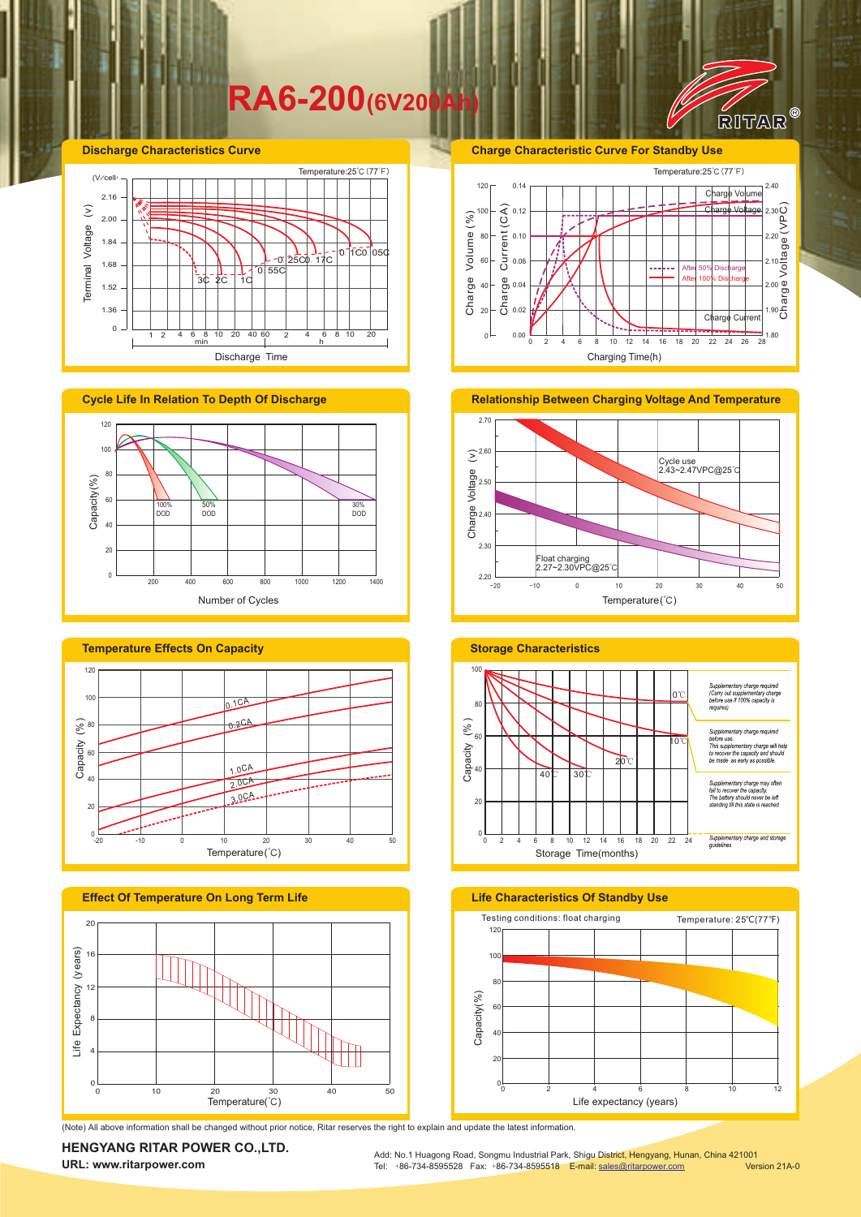# RA6-200(6V200Ah)

RITAR®

## Discharge Characteristics Curve

(V/cell)

Temperature:25°C (77°F)

Terminal Voltage (v)

2.16
2.00
1.84
1.68
1.52
1.36
0

1 2 4 6 8 10 20 40 60 2 4 6 8 10 20

min h

3C 2C 1C 0.55C 0.25C 0.17C 0.1C 0.05C

Discharge Time

## Charge Characteristic Curve For Standby Use

Temperature:25°C (77°F)

Charge Volume (%)
Charge Current (CA)
Charge Voltage (VPC)

120 100 80 60 40 20 0

0.14 0.12 0.10 0.06 0.04 0.02 0.00

2.40 2.30 2.20 2.10 2.00 1.90 1.80

0 2 4 6 8 10 12 14 16 18 20 22 24 26 28

Charge Volume
Charge Voltage
After 50% Discharge
After 100% Discharge
Charge Current

Charging Time(h)

## Cycle Life In Relation To Depth Of Discharge

Capacity(%)

120 100 80 60 40 20 0

200 400 600 800 1000 1200 1400

100% DOD
50% DOD
30% DOD

Number of Cycles

## Relationship Between Charging Voltage And Temperature

Charge Voltage (v)

2.70 2.60 2.50 2.40 2.30 2.20

−20 −10 0 10 20 30 40 50

Cycle use
2.43~2.47VPC@25°C

Float charging
2.27~2.30VPC@25°C

Temperature(°C)

## Temperature Effects On Capacity

Capacity (%)

120 100 80 60 40 20 0

-20 -10 0 10 20 30 40 50

0.1CA
0.2CA
1.0CA
2.0CA
3.0CA

Temperature(°C)

## Storage Characteristics

Capacity (%)

100 80 60 40 20 0

0 2 4 6 8 10 12 14 16 18 20 22 24

0°C
10°C
20°C
30°C
40°C

Supplementary charge required (Carry out supplementary charge before use if 100% capacity is requires)

Supplementary charge required before use. This supplementary charge will help to recover the capacity and should be made as early as possible.

Supplementary charge may often fail to recover the capacity. The battery should never be left standing till this state is reached

Supplementary charge and storage guidelines

Storage Time(months)

## Effect Of Temperature On Long Term Life

Life Expectancy (years)

20 16 12 8 4 0

0 10 20 30 40 50

Temperature(°C)

## Life Characteristics Of Standby Use

Testing conditions: float charging

Temperature: 25°C(77°F)

Capacity(%)

120 100 80 60 40 20 0

0 2 4 6 8 10 12

Life expectancy (years)

(Note) All above information shall be changed without prior notice, Ritar reserves the right to explain and update the latest information.

**HENGYANG RITAR POWER CO.,LTD.**
**URL: www.ritarpower.com**

Add: No.1 Huagong Road, Songmu Industrial Park, Shigu District, Hengyang, Hunan, China 421001
Tel: +86-734-8595528 Fax: +86-734-8595518 E-mail: sales@ritarpower.com

Version 21A-0